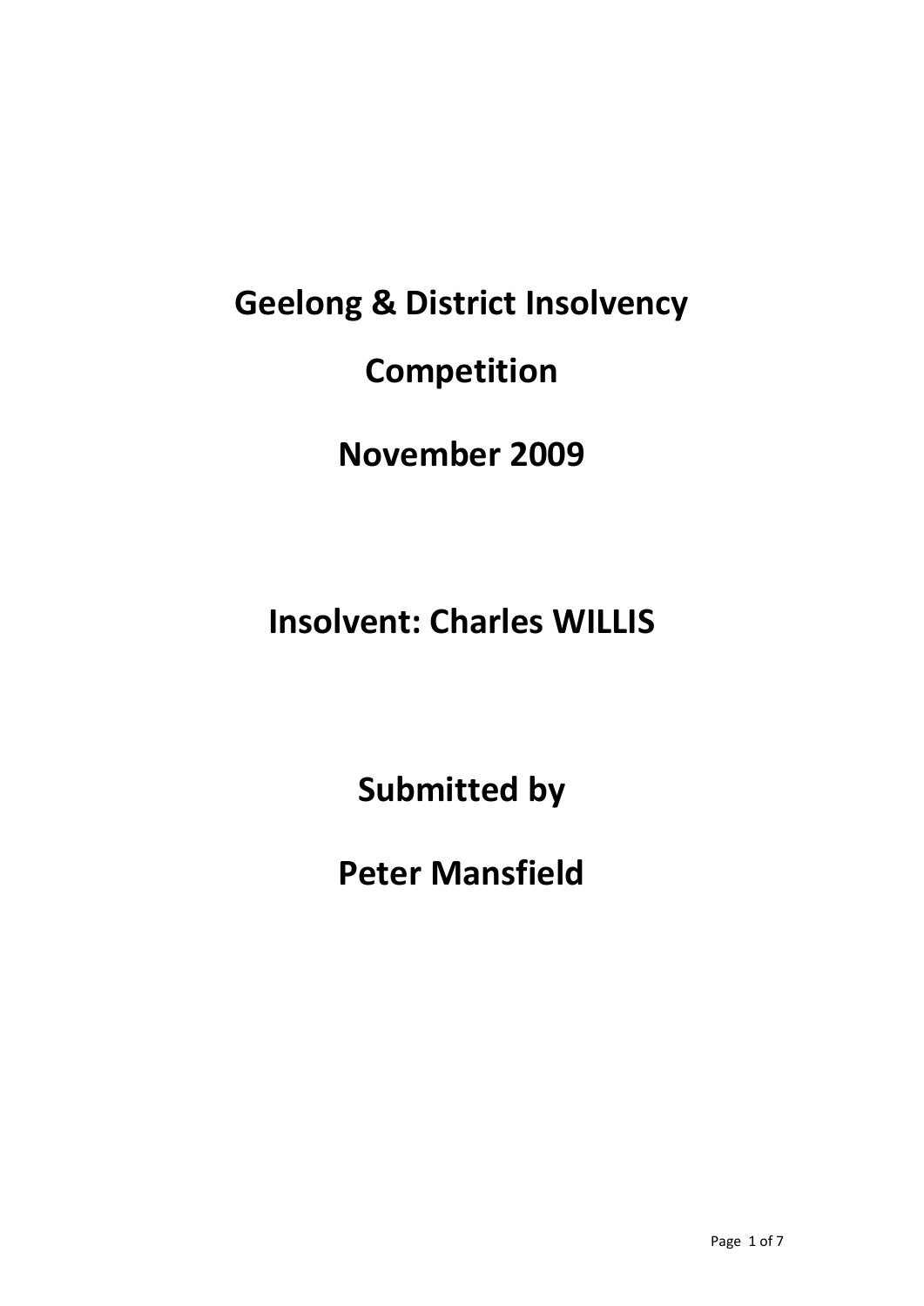# Geelong & District Insolvency Competition

# November 2009

# Insolvent: Charles WILLIS

# Submitted by

# Peter Mansfield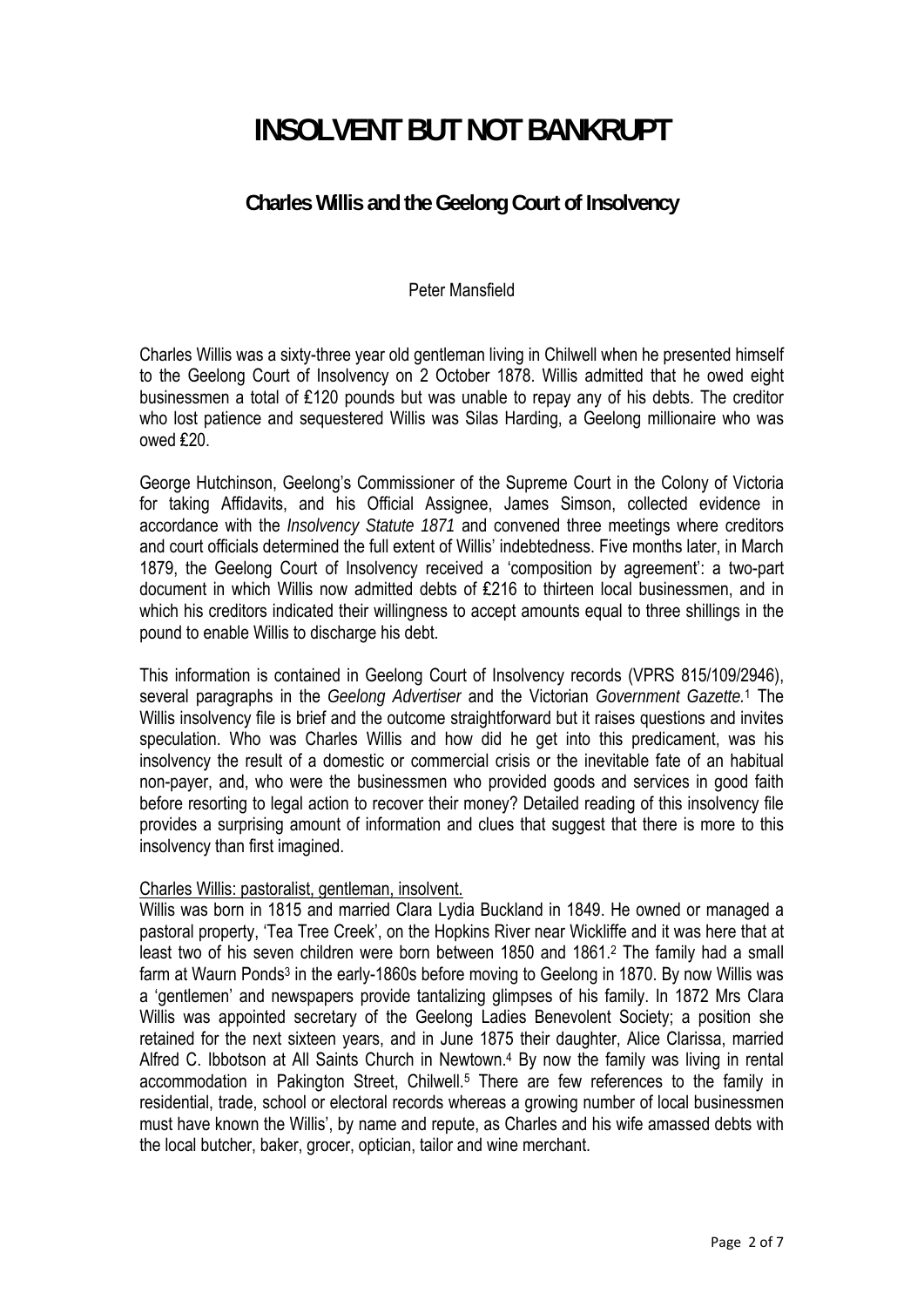# INSOLVENT BUT NOT BANKRUPT

## Charles Willis and the Geelong Court of Insolvency

Peter Mansfield

Charles Willis was a sixty-three year old gentleman living in Chilwell when he presented himself to the Geelong Court of Insolvency on 2 October 1878. Willis admitted that he owed eight businessmen a total of £120 pounds but was unable to repay any of his debts. The creditor who lost patience and sequestered Willis was Silas Harding, a Geelong millionaire who was owed £20.

George Hutchinson, Geelong's Commissioner of the Supreme Court in the Colony of Victoria for taking Affidavits, and his Official Assignee, James Simson, collected evidence in accordance with the *Insolvency Statute 1871* and convened three meetings where creditors and court officials determined the full extent of Willis' indebtedness. Five months later, in March 1879, the Geelong Court of Insolvency received a 'composition by agreement': a two-part document in which Willis now admitted debts of £216 to thirteen local businessmen, and in which his creditors indicated their willingness to accept amounts equal to three shillings in the pound to enable Willis to discharge his debt.

This information is contained in Geelong Court of Insolvency records (VPRS 815/109/2946), several paragraphs in the *Geelong Advertiser* and the Victorian *Government Gazette.*[1] The Willis insolvency file is brief and the outcome straightforward but it raises questions and invites speculation. Who was Charles Willis and how did he get into this predicament, was his insolvency the result of a domestic or commercial crisis or the inevitable fate of an habitual non-payer, and, who were the businessmen who provided goods and services in good faith before resorting to legal action to recover their money? Detailed reading of this insolvency file provides a surprising amount of information and clues that suggest that there is more to this insolvency than first imagined.

Charles Willis: pastoralist, gentleman, insolvent.

Willis was born in 1815 and married Clara Lydia Buckland in 1849. He owned or managed a pastoral property, 'Tea Tree Creek', on the Hopkins River near Wickliffe and it was here that at least two of his seven children were born between 1850 and 1861.[2] The family had a small farm at Waurn Ponds[3] in the early-1860s before moving to Geelong in 1870. By now Willis was a 'gentlemen' and newspapers provide tantalizing glimpses of his family. In 1872 Mrs Clara Willis was appointed secretary of the Geelong Ladies Benevolent Society; a position she retained for the next sixteen years, and in June 1875 their daughter, Alice Clarissa, married Alfred C. Ibbotson at All Saints Church in Newtown.[4] By now the family was living in rental accommodation in Pakington Street, Chilwell.[5] There are few references to the family in residential, trade, school or electoral records whereas a growing number of local businessmen must have known the Willis', by name and repute, as Charles and his wife amassed debts with the local butcher, baker, grocer, optician, tailor and wine merchant.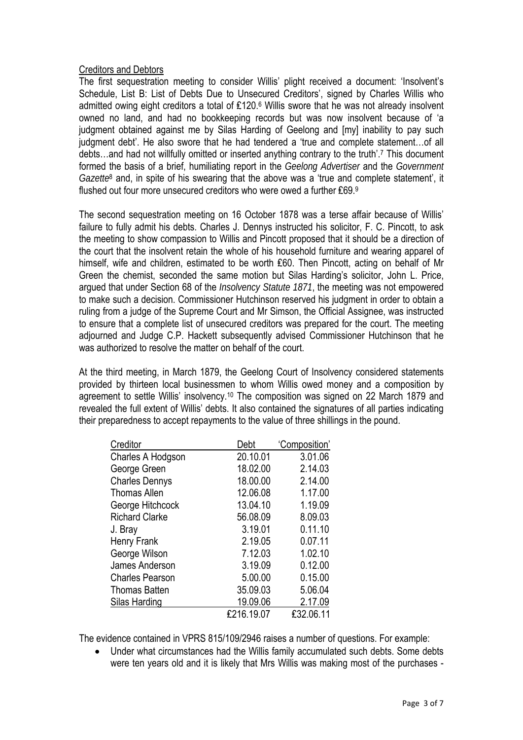Creditors and Debtors

The first sequestration meeting to consider Willis' plight received a document: 'Insolvent's Schedule, List B: List of Debts Due to Unsecured Creditors', signed by Charles Willis who admitted owing eight creditors a total of £120.[6] Willis swore that he was not already insolvent owned no land, and had no bookkeeping records but was now insolvent because of 'a judgment obtained against me by Silas Harding of Geelong and [my] inability to pay such judgment debt'. He also swore that he had tendered a 'true and complete statement…of all debts…and had not willfully omitted or inserted anything contrary to the truth'.[7] This document formed the basis of a brief, humiliating report in the *Geelong Advertiser* and the *Government Gazette*[8] and, in spite of his swearing that the above was a 'true and complete statement', it flushed out four more unsecured creditors who were owed a further £69.[9]

The second sequestration meeting on 16 October 1878 was a terse affair because of Willis' failure to fully admit his debts. Charles J. Dennys instructed his solicitor, F. C. Pincott, to ask the meeting to show compassion to Willis and Pincott proposed that it should be a direction of the court that the insolvent retain the whole of his household furniture and wearing apparel of himself, wife and children, estimated to be worth £60. Then Pincott, acting on behalf of Mr Green the chemist, seconded the same motion but Silas Harding's solicitor, John L. Price, argued that under Section 68 of the *Insolvency Statute 1871*, the meeting was not empowered to make such a decision. Commissioner Hutchinson reserved his judgment in order to obtain a ruling from a judge of the Supreme Court and Mr Simson, the Official Assignee, was instructed to ensure that a complete list of unsecured creditors was prepared for the court. The meeting adjourned and Judge C.P. Hackett subsequently advised Commissioner Hutchinson that he was authorized to resolve the matter on behalf of the court.

At the third meeting, in March 1879, the Geelong Court of Insolvency considered statements provided by thirteen local businessmen to whom Willis owed money and a composition by agreement to settle Willis' insolvency.[10] The composition was signed on 22 March 1879 and revealed the full extent of Willis' debts. It also contained the signatures of all parties indicating their preparedness to accept repayments to the value of three shillings in the pound.

| Creditor | Debt | 'Composition' |
|---|---|---|
| Charles A Hodgson | 20.10.01 | 3.01.06 |
| George Green | 18.02.00 | 2.14.03 |
| Charles Dennys | 18.00.00 | 2.14.00 |
| Thomas Allen | 12.06.08 | 1.17.00 |
| George Hitchcock | 13.04.10 | 1.19.09 |
| Richard Clarke | 56.08.09 | 8.09.03 |
| J. Bray | 3.19.01 | 0.11.10 |
| Henry Frank | 2.19.05 | 0.07.11 |
| George Wilson | 7.12.03 | 1.02.10 |
| James Anderson | 3.19.09 | 0.12.00 |
| Charles Pearson | 5.00.00 | 0.15.00 |
| Thomas Batten | 35.09.03 | 5.06.04 |
| Silas Harding | 19.09.06 | 2.17.09 |
| | £216.19.07 | £32.06.11 |

The evidence contained in VPRS 815/109/2946 raises a number of questions. For example:

- Under what circumstances had the Willis family accumulated such debts. Some debts were ten years old and it is likely that Mrs Willis was making most of the purchases -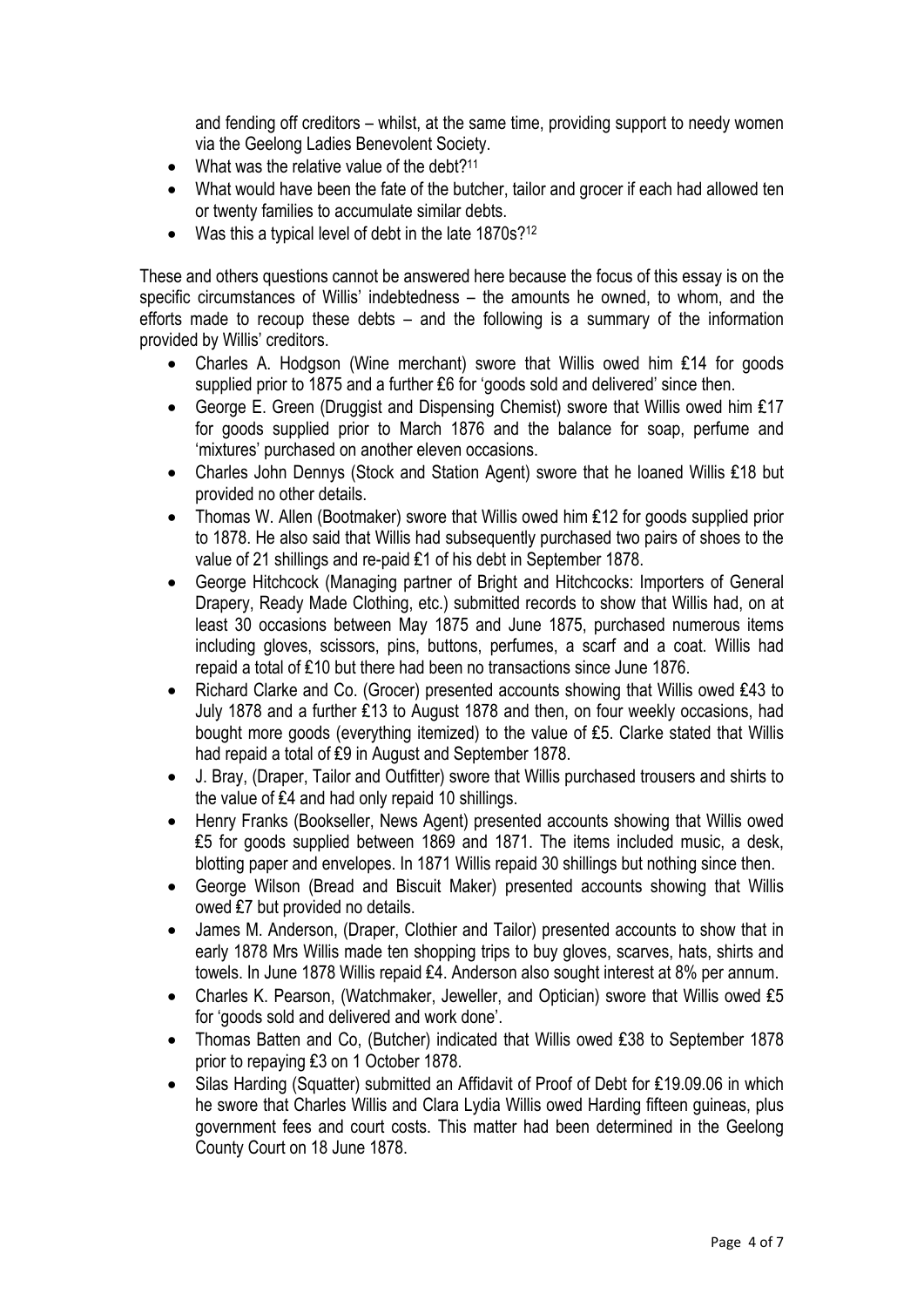and fending off creditors – whilst, at the same time, providing support to needy women via the Geelong Ladies Benevolent Society.

- What was the relative value of the debt?[11]
- What would have been the fate of the butcher, tailor and grocer if each had allowed ten or twenty families to accumulate similar debts.
- Was this a typical level of debt in the late 1870s?[12]

These and others questions cannot be answered here because the focus of this essay is on the specific circumstances of Willis' indebtedness – the amounts he owned, to whom, and the efforts made to recoup these debts – and the following is a summary of the information provided by Willis' creditors.

- Charles A. Hodgson (Wine merchant) swore that Willis owed him £14 for goods supplied prior to 1875 and a further £6 for 'goods sold and delivered' since then.
- George E. Green (Druggist and Dispensing Chemist) swore that Willis owed him £17 for goods supplied prior to March 1876 and the balance for soap, perfume and 'mixtures' purchased on another eleven occasions.
- Charles John Dennys (Stock and Station Agent) swore that he loaned Willis £18 but provided no other details.
- Thomas W. Allen (Bootmaker) swore that Willis owed him £12 for goods supplied prior to 1878. He also said that Willis had subsequently purchased two pairs of shoes to the value of 21 shillings and re-paid £1 of his debt in September 1878.
- George Hitchcock (Managing partner of Bright and Hitchcocks: Importers of General Drapery, Ready Made Clothing, etc.) submitted records to show that Willis had, on at least 30 occasions between May 1875 and June 1875, purchased numerous items including gloves, scissors, pins, buttons, perfumes, a scarf and a coat. Willis had repaid a total of £10 but there had been no transactions since June 1876.
- Richard Clarke and Co. (Grocer) presented accounts showing that Willis owed £43 to July 1878 and a further £13 to August 1878 and then, on four weekly occasions, had bought more goods (everything itemized) to the value of £5. Clarke stated that Willis had repaid a total of £9 in August and September 1878.
- J. Bray, (Draper, Tailor and Outfitter) swore that Willis purchased trousers and shirts to the value of £4 and had only repaid 10 shillings.
- Henry Franks (Bookseller, News Agent) presented accounts showing that Willis owed £5 for goods supplied between 1869 and 1871. The items included music, a desk, blotting paper and envelopes. In 1871 Willis repaid 30 shillings but nothing since then.
- George Wilson (Bread and Biscuit Maker) presented accounts showing that Willis owed £7 but provided no details.
- James M. Anderson, (Draper, Clothier and Tailor) presented accounts to show that in early 1878 Mrs Willis made ten shopping trips to buy gloves, scarves, hats, shirts and towels. In June 1878 Willis repaid £4. Anderson also sought interest at 8% per annum.
- Charles K. Pearson, (Watchmaker, Jeweller, and Optician) swore that Willis owed £5 for 'goods sold and delivered and work done'.
- Thomas Batten and Co, (Butcher) indicated that Willis owed £38 to September 1878 prior to repaying £3 on 1 October 1878.
- Silas Harding (Squatter) submitted an Affidavit of Proof of Debt for £19.09.06 in which he swore that Charles Willis and Clara Lydia Willis owed Harding fifteen guineas, plus government fees and court costs. This matter had been determined in the Geelong County Court on 18 June 1878.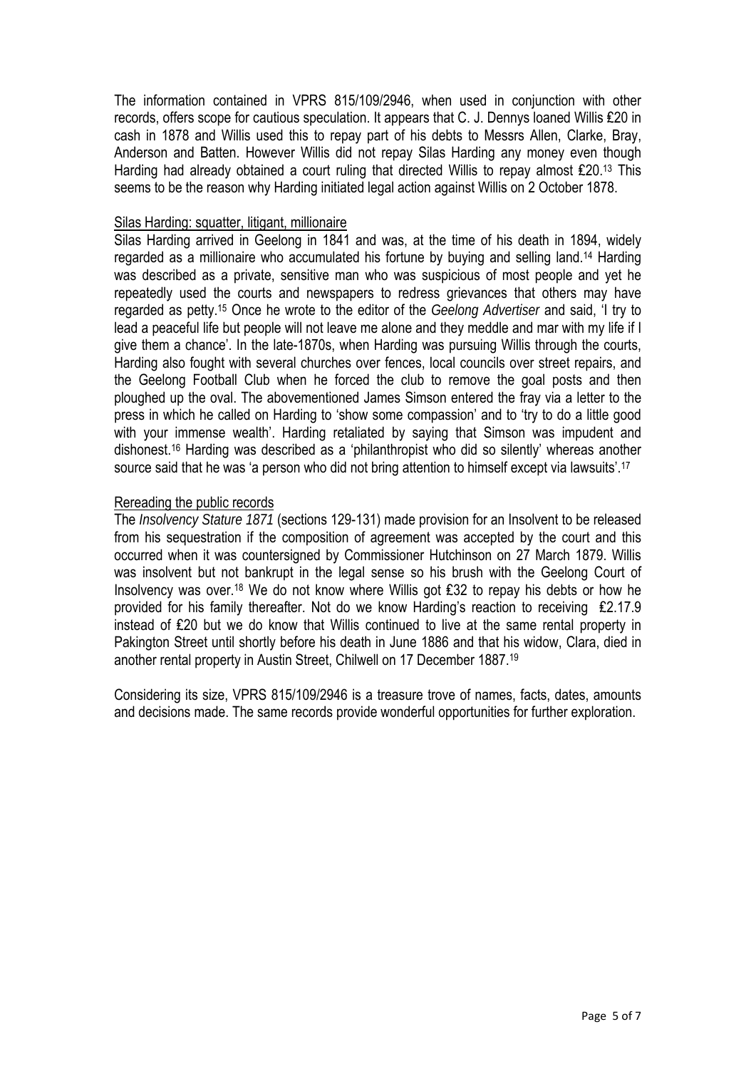The information contained in VPRS 815/109/2946, when used in conjunction with other records, offers scope for cautious speculation. It appears that C. J. Dennys loaned Willis £20 in cash in 1878 and Willis used this to repay part of his debts to Messrs Allen, Clarke, Bray, Anderson and Batten. However Willis did not repay Silas Harding any money even though Harding had already obtained a court ruling that directed Willis to repay almost £20.[13] This seems to be the reason why Harding initiated legal action against Willis on 2 October 1878.

## Silas Harding: squatter, litigant, millionaire

Silas Harding arrived in Geelong in 1841 and was, at the time of his death in 1894, widely regarded as a millionaire who accumulated his fortune by buying and selling land.[14] Harding was described as a private, sensitive man who was suspicious of most people and yet he repeatedly used the courts and newspapers to redress grievances that others may have regarded as petty.[15] Once he wrote to the editor of the *Geelong Advertiser* and said, 'I try to lead a peaceful life but people will not leave me alone and they meddle and mar with my life if I give them a chance'. In the late-1870s, when Harding was pursuing Willis through the courts, Harding also fought with several churches over fences, local councils over street repairs, and the Geelong Football Club when he forced the club to remove the goal posts and then ploughed up the oval. The abovementioned James Simson entered the fray via a letter to the press in which he called on Harding to 'show some compassion' and to 'try to do a little good with your immense wealth'. Harding retaliated by saying that Simson was impudent and dishonest.[16] Harding was described as a 'philanthropist who did so silently' whereas another source said that he was 'a person who did not bring attention to himself except via lawsuits'.[17]

## Rereading the public records

The *Insolvency Stature 1871* (sections 129-131) made provision for an Insolvent to be released from his sequestration if the composition of agreement was accepted by the court and this occurred when it was countersigned by Commissioner Hutchinson on 27 March 1879. Willis was insolvent but not bankrupt in the legal sense so his brush with the Geelong Court of Insolvency was over.[18] We do not know where Willis got £32 to repay his debts or how he provided for his family thereafter. Not do we know Harding's reaction to receiving £2.17.9 instead of £20 but we do know that Willis continued to live at the same rental property in Pakington Street until shortly before his death in June 1886 and that his widow, Clara, died in another rental property in Austin Street, Chilwell on 17 December 1887.[19]

Considering its size, VPRS 815/109/2946 is a treasure trove of names, facts, dates, amounts and decisions made. The same records provide wonderful opportunities for further exploration.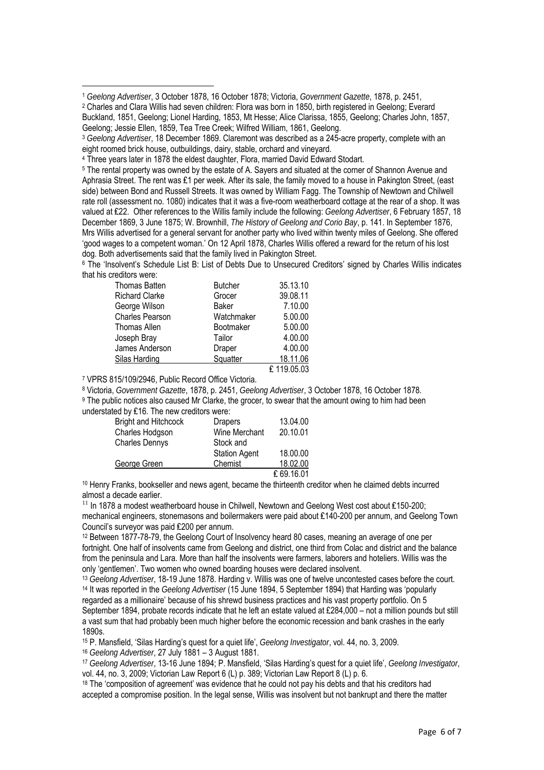[1] *Geelong Advertiser*, 3 October 1878, 16 October 1878; Victoria, *Government Gazette*, 1878, p. 2451,

[2] Charles and Clara Willis had seven children: Flora was born in 1850, birth registered in Geelong; Everard Buckland, 1851, Geelong; Lionel Harding, 1853, Mt Hesse; Alice Clarissa, 1855, Geelong; Charles John, 1857, Geelong; Jessie Ellen, 1859, Tea Tree Creek; Wilfred William, 1861, Geelong.

[3] *Geelong Advertiser*, 18 December 1869. Claremont was described as a 245-acre property, complete with an eight roomed brick house, outbuildings, dairy, stable, orchard and vineyard.

[4] Three years later in 1878 the eldest daughter, Flora, married David Edward Stodart.

[5] The rental property was owned by the estate of A. Sayers and situated at the corner of Shannon Avenue and Aphrasia Street. The rent was £1 per week. After its sale, the family moved to a house in Pakington Street, (east side) between Bond and Russell Streets. It was owned by William Fagg. The Township of Newtown and Chilwell rate roll (assessment no. 1080) indicates that it was a five-room weatherboard cottage at the rear of a shop. It was valued at £22. Other references to the Willis family include the following: *Geelong Advertiser*, 6 February 1857, 18 December 1869, 3 June 1875; W. Brownhill, *The History of Geelong and Corio Bay*, p. 141. In September 1876, Mrs Willis advertised for a general servant for another party who lived within twenty miles of Geelong. She offered 'good wages to a competent woman.' On 12 April 1878, Charles Willis offered a reward for the return of his lost dog. Both advertisements said that the family lived in Pakington Street.

[6] The 'Insolvent's Schedule List B: List of Debts Due to Unsecured Creditors' signed by Charles Willis indicates that his creditors were:

| | | |
|---|---|---|
| Thomas Batten | Butcher | 35.13.10 |
| Richard Clarke | Grocer | 39.08.11 |
| George Wilson | Baker | 7.10.00 |
| Charles Pearson | Watchmaker | 5.00.00 |
| Thomas Allen | Bootmaker | 5.00.00 |
| Joseph Bray | Tailor | 4.00.00 |
| James Anderson | Draper | 4.00.00 |
| Silas Harding | Squatter | 18.11.06 |
| | | £ 119.05.03 |

[7] VPRS 815/109/2946, Public Record Office Victoria.

[8] Victoria, *Government Gazette*, 1878, p. 2451, *Geelong Advertiser*, 3 October 1878, 16 October 1878.

[9] The public notices also caused Mr Clarke, the grocer, to swear that the amount owing to him had been understated by £16. The new creditors were:

| | | |
|---|---|---|
| Bright and Hitchcock | Drapers | 13.04.00 |
| Charles Hodgson | Wine Merchant | 20.10.01 |
| Charles Dennys | Stock and Station Agent | 18.00.00 |
| George Green | Chemist | 18.02.00 |
| | | £ 69.16.01 |

[10] Henry Franks, bookseller and news agent, became the thirteenth creditor when he claimed debts incurred almost a decade earlier.

[11] In 1878 a modest weatherboard house in Chilwell, Newtown and Geelong West cost about £150-200; mechanical engineers, stonemasons and boilermakers were paid about £140-200 per annum, and Geelong Town Council's surveyor was paid £200 per annum.

[12] Between 1877-78-79, the Geelong Court of Insolvency heard 80 cases, meaning an average of one per fortnight. One half of insolvents came from Geelong and district, one third from Colac and district and the balance from the peninsula and Lara. More than half the insolvents were farmers, laborers and hoteliers. Willis was the only 'gentlemen'. Two women who owned boarding houses were declared insolvent.

[13] *Geelong Advertiser*, 18-19 June 1878. Harding v. Willis was one of twelve uncontested cases before the court.

[14] It was reported in the *Geelong Advertiser* (15 June 1894, 5 September 1894) that Harding was 'popularly regarded as a millionaire' because of his shrewd business practices and his vast property portfolio. On 5 September 1894, probate records indicate that he left an estate valued at £284,000 – not a million pounds but still a vast sum that had probably been much higher before the economic recession and bank crashes in the early 1890s.

[15] P. Mansfield, 'Silas Harding's quest for a quiet life', *Geelong Investigator*, vol. 44, no. 3, 2009.

[16] *Geelong Advertiser*, 27 July 1881 – 3 August 1881.

[17] *Geelong Advertiser*, 13-16 June 1894; P. Mansfield, 'Silas Harding's quest for a quiet life', *Geelong Investigator*, vol. 44, no. 3, 2009; Victorian Law Report 6 (L) p. 389; Victorian Law Report 8 (L) p. 6.

[18] The 'composition of agreement' was evidence that he could not pay his debts and that his creditors had accepted a compromise position. In the legal sense, Willis was insolvent but not bankrupt and there the matter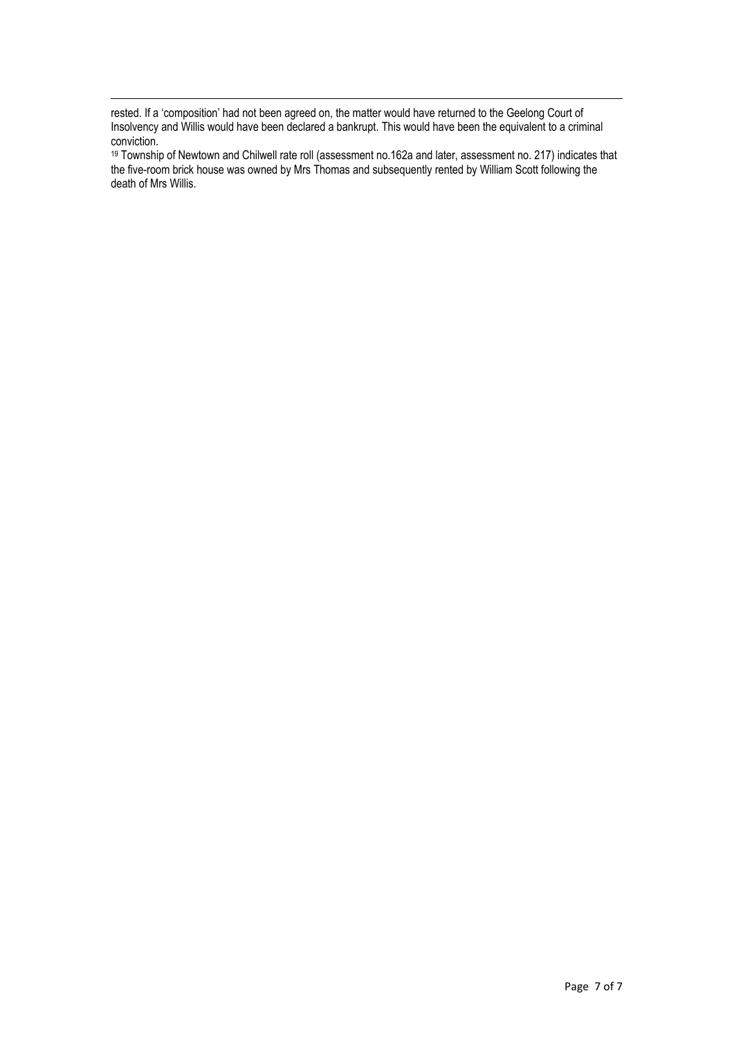rested. If a 'composition' had not been agreed on, the matter would have returned to the Geelong Court of Insolvency and Willis would have been declared a bankrupt. This would have been the equivalent to a criminal conviction.

[19] Township of Newtown and Chilwell rate roll (assessment no.162a and later, assessment no. 217) indicates that the five-room brick house was owned by Mrs Thomas and subsequently rented by William Scott following the death of Mrs Willis.